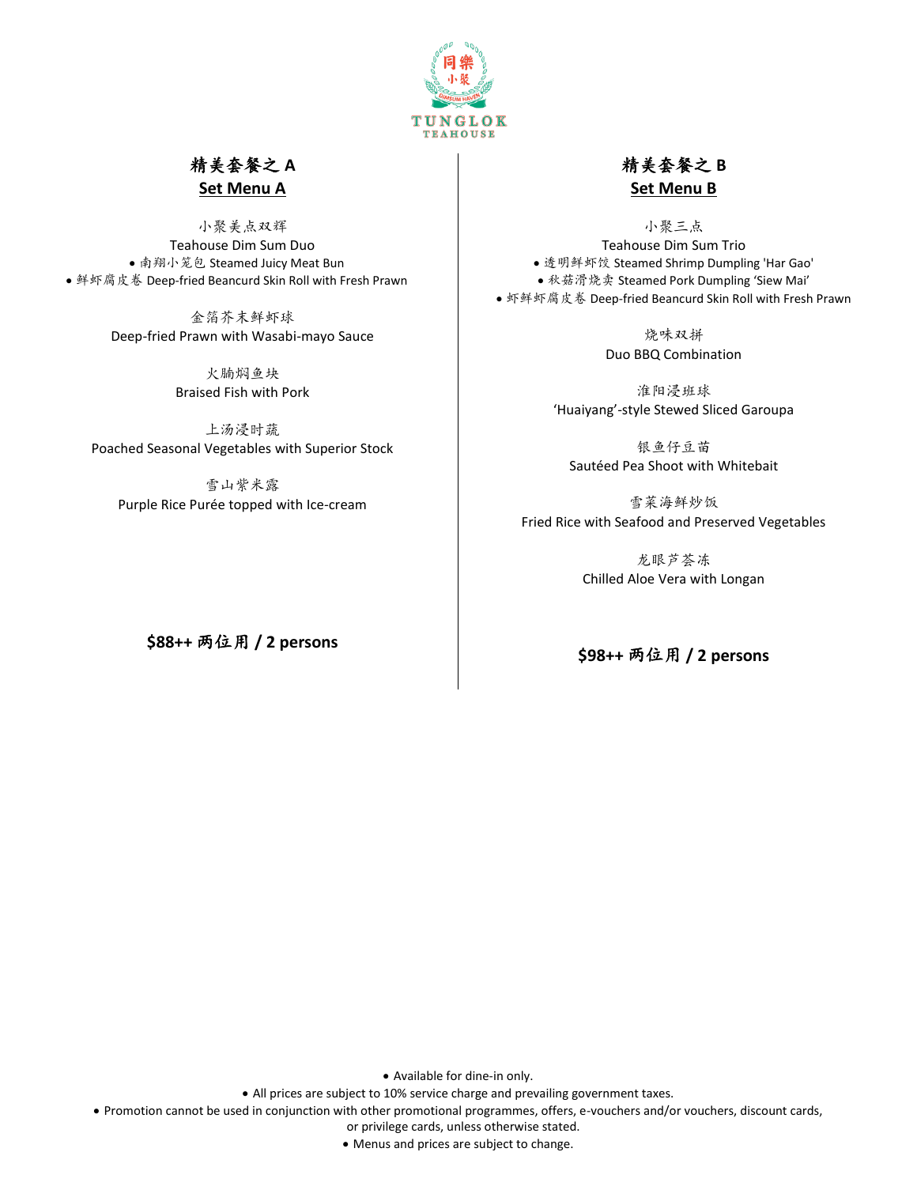同樂 小聚 DIMSUM HAVEN

TUNGLOK TEAHOUSE

## 精美套餐之 A
## Set Menu A

小聚美点双辉
Teahouse Dim Sum Duo
- 南翔小笼包 Steamed Juicy Meat Bun
- 鲜虾腐皮卷 Deep-fried Beancurd Skin Roll with Fresh Prawn

金箔芥末鲜虾球
Deep-fried Prawn with Wasabi-mayo Sauce

火腩焖鱼块
Braised Fish with Pork

上汤浸时蔬
Poached Seasonal Vegetables with Superior Stock

雪山紫米露
Purple Rice Purée topped with Ice-cream

**$88++ 两位用 / 2 persons**

## 精美套餐之 B
## Set Menu B

小聚三点
Teahouse Dim Sum Trio
- 透明鲜虾饺 Steamed Shrimp Dumpling 'Har Gao'
- 秋菇滑烧卖 Steamed Pork Dumpling 'Siew Mai'
- 虾鲜虾腐皮卷 Deep-fried Beancurd Skin Roll with Fresh Prawn

烧味双拼
Duo BBQ Combination

淮阳浸班球
'Huaiyang'-style Stewed Sliced Garoupa

银鱼仔豆苗
Sautéed Pea Shoot with Whitebait

雪菜海鲜炒饭
Fried Rice with Seafood and Preserved Vegetables

龙眼芦荟冻
Chilled Aloe Vera with Longan

**$98++ 两位用 / 2 persons**

- Available for dine-in only.
- All prices are subject to 10% service charge and prevailing government taxes.
- Promotion cannot be used in conjunction with other promotional programmes, offers, e-vouchers and/or vouchers, discount cards, or privilege cards, unless otherwise stated.
- Menus and prices are subject to change.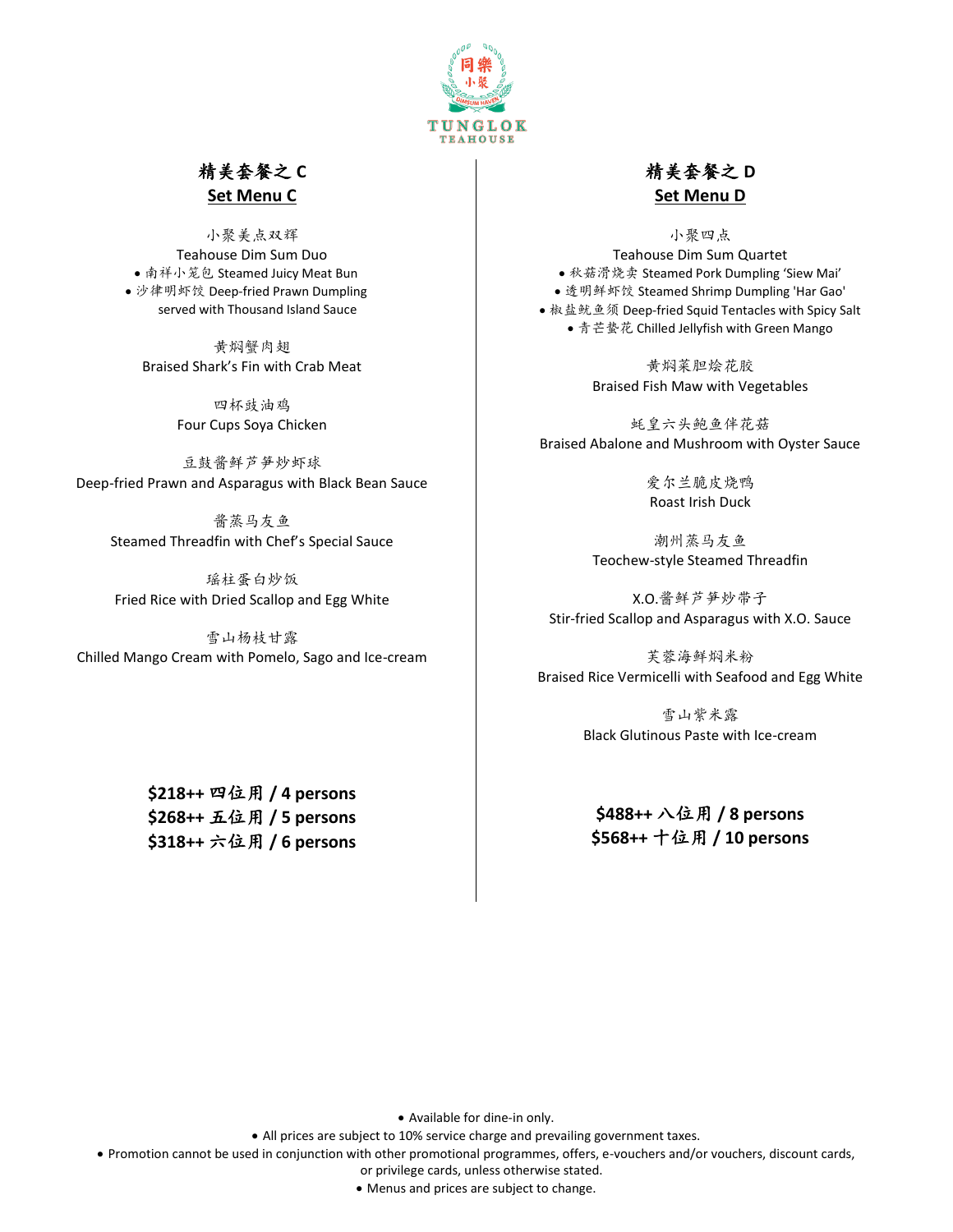同樂 小聚 DIMSUM HAVEN

TUNGLOK TEAHOUSE

## 精美套餐之 C
## Set Menu C

小聚美点双辉
Teahouse Dim Sum Duo
- 南祥小笼包 Steamed Juicy Meat Bun
- 沙律明虾饺 Deep-fried Prawn Dumpling served with Thousand Island Sauce

黄焖蟹肉翅
Braised Shark's Fin with Crab Meat

四杯豉油鸡
Four Cups Soya Chicken

豆豉酱鲜芦笋炒虾球
Deep-fried Prawn and Asparagus with Black Bean Sauce

酱蒸马友鱼
Steamed Threadfin with Chef's Special Sauce

瑶柱蛋白炒饭
Fried Rice with Dried Scallop and Egg White

雪山杨枝甘露
Chilled Mango Cream with Pomelo, Sago and Ice-cream

**$218++ 四位用 / 4 persons**
**$268++ 五位用 / 5 persons**
**$318++ 六位用 / 6 persons**

## 精美套餐之 D
## Set Menu D

小聚四点
Teahouse Dim Sum Quartet
- 秋菇滑烧卖 Steamed Pork Dumpling 'Siew Mai'
- 透明鲜虾饺 Steamed Shrimp Dumpling 'Har Gao'
- 椒盐鱿鱼须 Deep-fried Squid Tentacles with Spicy Salt
- 青芒蜇花 Chilled Jellyfish with Green Mango

黄焖菜胆烩花胶
Braised Fish Maw with Vegetables

蚝皇六头鲍鱼伴花菇
Braised Abalone and Mushroom with Oyster Sauce

爱尔兰脆皮烧鸭
Roast Irish Duck

潮州蒸马友鱼
Teochew-style Steamed Threadfin

X.O.酱鲜芦笋炒带子
Stir-fried Scallop and Asparagus with X.O. Sauce

芙蓉海鲜焖米粉
Braised Rice Vermicelli with Seafood and Egg White

雪山紫米露
Black Glutinous Paste with Ice-cream

**$488++ 八位用 / 8 persons**
**$568++ 十位用 / 10 persons**

- Available for dine-in only.
- All prices are subject to 10% service charge and prevailing government taxes.
- Promotion cannot be used in conjunction with other promotional programmes, offers, e-vouchers and/or vouchers, discount cards, or privilege cards, unless otherwise stated.
- Menus and prices are subject to change.